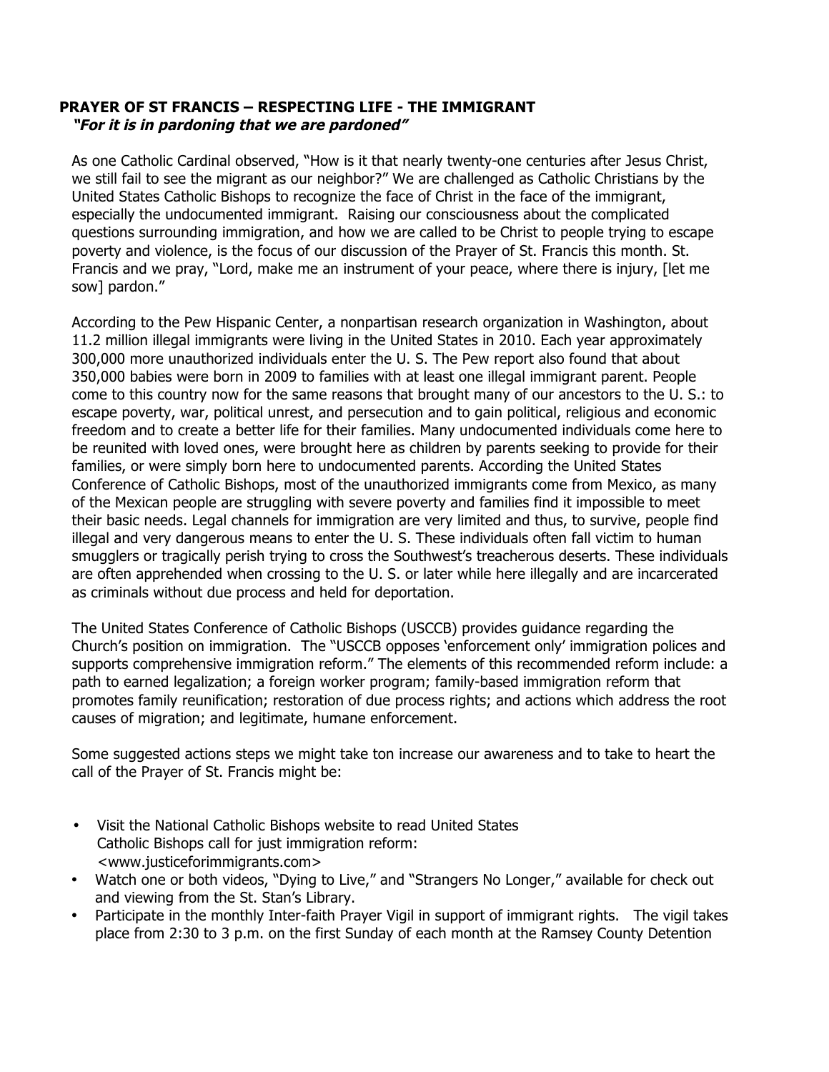**PRAYER OF ST FRANCIS – RESPECTING LIFE - THE IMMIGRANT**
***"For it is in pardoning that we are pardoned"***

As one Catholic Cardinal observed, "How is it that nearly twenty-one centuries after Jesus Christ, we still fail to see the migrant as our neighbor?" We are challenged as Catholic Christians by the United States Catholic Bishops to recognize the face of Christ in the face of the immigrant, especially the undocumented immigrant. Raising our consciousness about the complicated questions surrounding immigration, and how we are called to be Christ to people trying to escape poverty and violence, is the focus of our discussion of the Prayer of St. Francis this month. St. Francis and we pray, "Lord, make me an instrument of your peace, where there is injury, [let me sow] pardon."

According to the Pew Hispanic Center, a nonpartisan research organization in Washington, about 11.2 million illegal immigrants were living in the United States in 2010. Each year approximately 300,000 more unauthorized individuals enter the U. S. The Pew report also found that about 350,000 babies were born in 2009 to families with at least one illegal immigrant parent. People come to this country now for the same reasons that brought many of our ancestors to the U. S.: to escape poverty, war, political unrest, and persecution and to gain political, religious and economic freedom and to create a better life for their families. Many undocumented individuals come here to be reunited with loved ones, were brought here as children by parents seeking to provide for their families, or were simply born here to undocumented parents. According the United States Conference of Catholic Bishops, most of the unauthorized immigrants come from Mexico, as many of the Mexican people are struggling with severe poverty and families find it impossible to meet their basic needs. Legal channels for immigration are very limited and thus, to survive, people find illegal and very dangerous means to enter the U. S. These individuals often fall victim to human smugglers or tragically perish trying to cross the Southwest's treacherous deserts. These individuals are often apprehended when crossing to the U. S. or later while here illegally and are incarcerated as criminals without due process and held for deportation.

The United States Conference of Catholic Bishops (USCCB) provides guidance regarding the Church's position on immigration. The "USCCB opposes 'enforcement only' immigration polices and supports comprehensive immigration reform." The elements of this recommended reform include: a path to earned legalization; a foreign worker program; family-based immigration reform that promotes family reunification; restoration of due process rights; and actions which address the root causes of migration; and legitimate, humane enforcement.

Some suggested actions steps we might take ton increase our awareness and to take to heart the call of the Prayer of St. Francis might be:

- Visit the National Catholic Bishops website to read United States Catholic Bishops call for just immigration reform: <www.justiceforimmigrants.com>
- Watch one or both videos, "Dying to Live," and "Strangers No Longer," available for check out and viewing from the St. Stan's Library.
- Participate in the monthly Inter-faith Prayer Vigil in support of immigrant rights. The vigil takes place from 2:30 to 3 p.m. on the first Sunday of each month at the Ramsey County Detention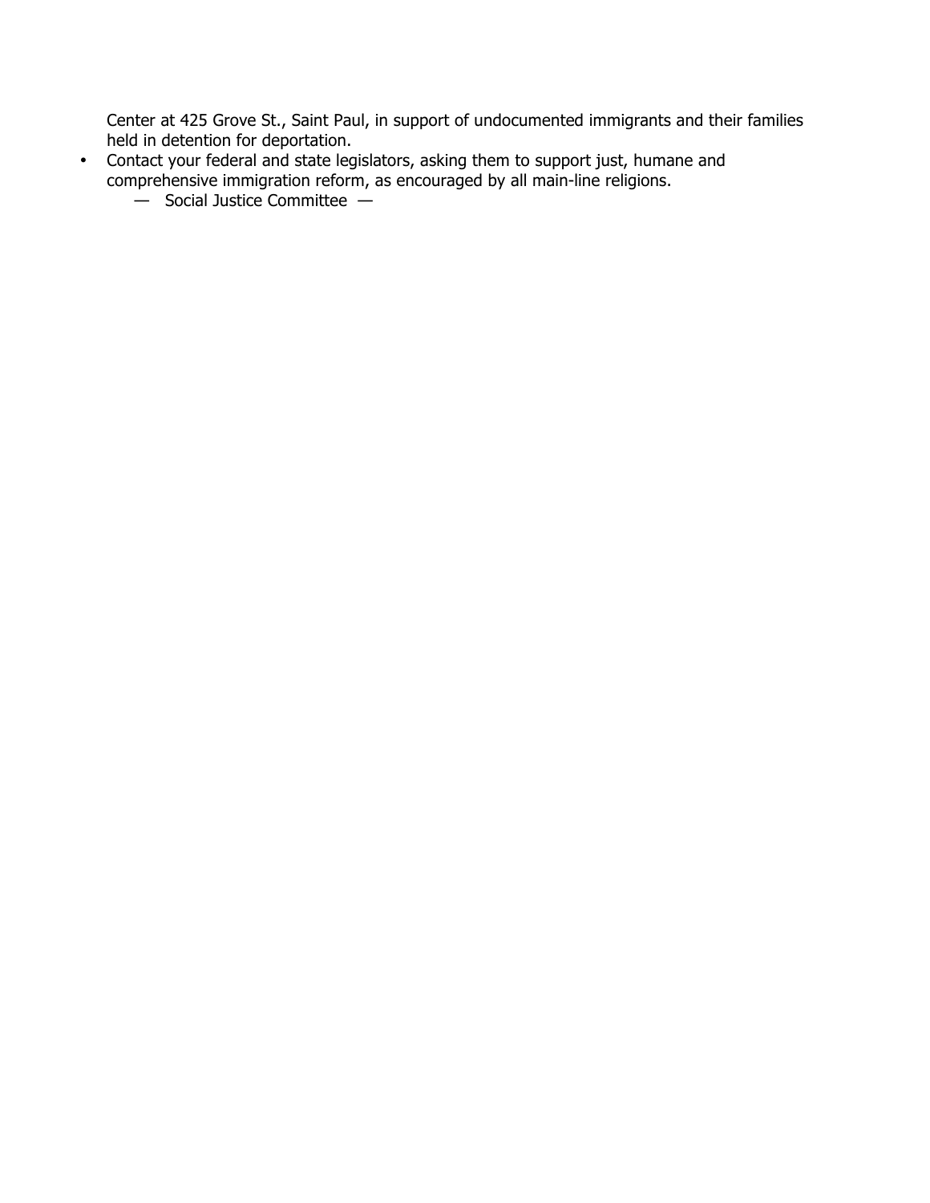Center at 425 Grove St., Saint Paul, in support of undocumented immigrants and their families held in detention for deportation.

- Contact your federal and state legislators, asking them to support just, humane and comprehensive immigration reform, as encouraged by all main-line religions.

— Social Justice Committee —